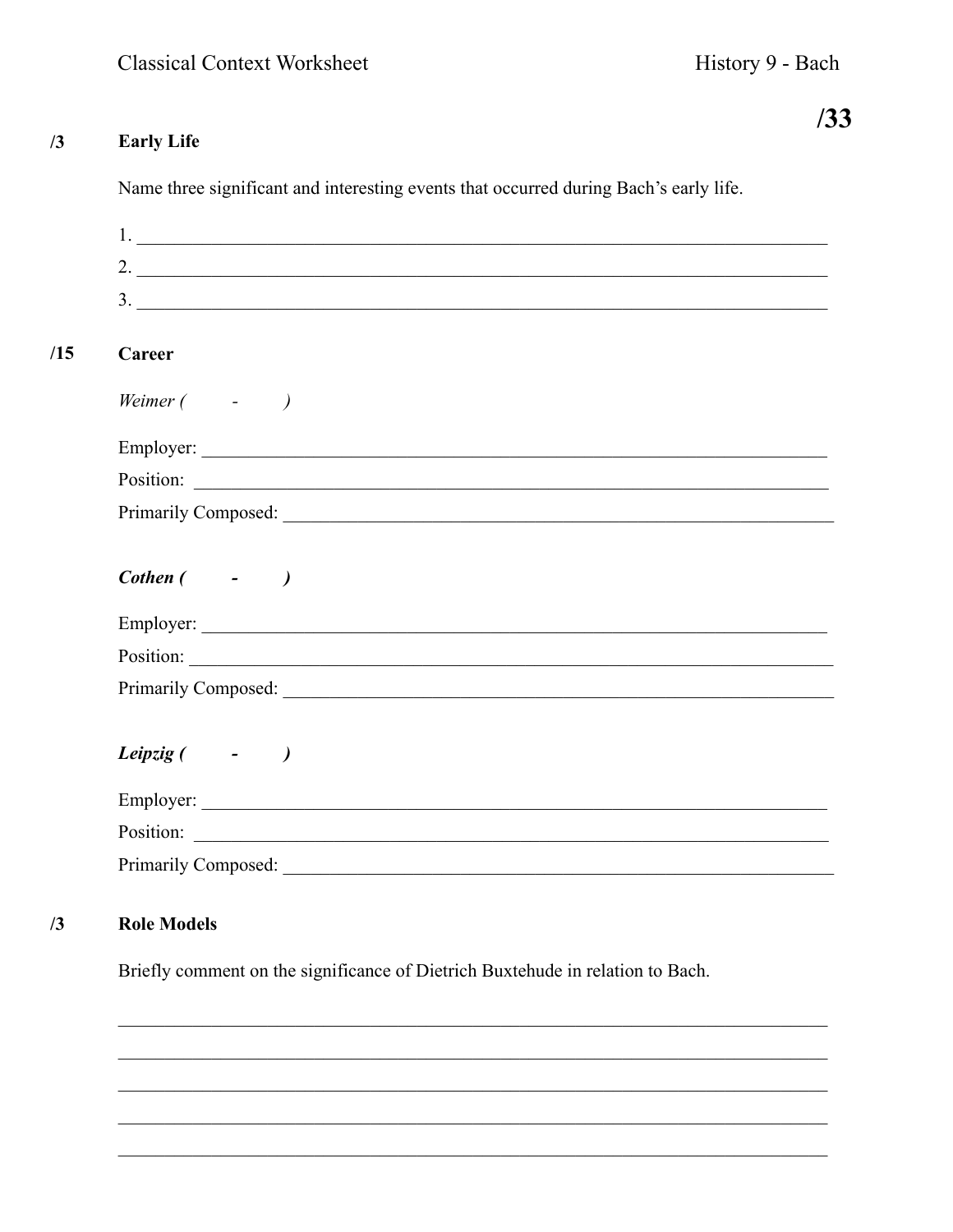Classical Context Worksheet — History 9 - Bach

**/33**

## /3 Early Life

Name three significant and interesting events that occurred during Bach's early life.

1. ______________________________________________
2. ______________________________________________
3. ______________________________________________

## /15 Career

*Weimer (     -     )*

Employer: ______________________________________________

Position: ______________________________________________

Primarily Composed: ______________________________________________

***Cothen (     -     )***

Employer: ______________________________________________

Position: ______________________________________________

Primarily Composed: ______________________________________________

***Leipzig (     -     )***

Employer: ______________________________________________

Position: ______________________________________________

Primarily Composed: ______________________________________________

## /3 Role Models

Briefly comment on the significance of Dietrich Buxtehude in relation to Bach.

______________________________________________

______________________________________________

______________________________________________

______________________________________________

______________________________________________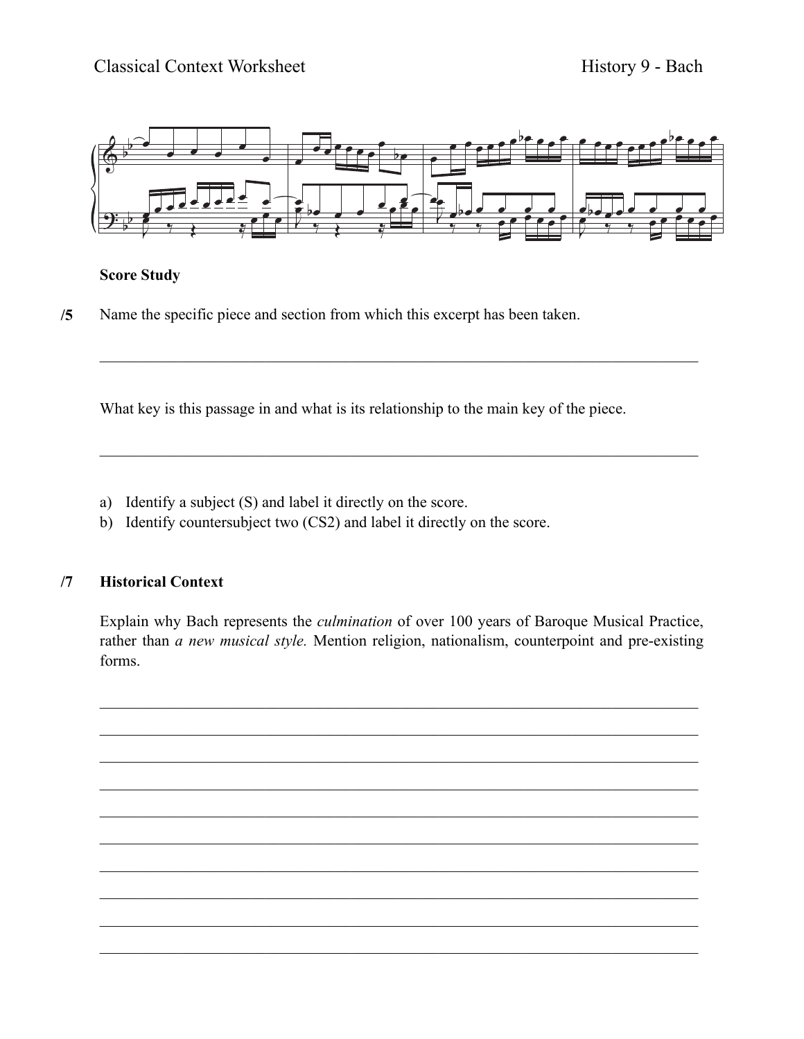### Score Study

**/5** Name the specific piece and section from which this excerpt has been taken.

\_\_\_\_\_\_\_\_\_\_\_\_\_\_\_\_\_\_\_\_\_\_\_\_\_\_\_\_\_\_\_\_\_\_\_\_\_\_\_\_\_\_\_\_\_\_\_\_\_\_\_\_\_\_\_\_\_\_\_\_\_\_\_\_\_\_\_\_\_\_\_\_

What key is this passage in and what is its relationship to the main key of the piece.

\_\_\_\_\_\_\_\_\_\_\_\_\_\_\_\_\_\_\_\_\_\_\_\_\_\_\_\_\_\_\_\_\_\_\_\_\_\_\_\_\_\_\_\_\_\_\_\_\_\_\_\_\_\_\_\_\_\_\_\_\_\_\_\_\_\_\_\_\_\_\_\_

a) Identify a subject (S) and label it directly on the score.
b) Identify countersubject two (CS2) and label it directly on the score.

### /7 Historical Context

Explain why Bach represents the *culmination* of over 100 years of Baroque Musical Practice, rather than *a new musical style.* Mention religion, nationalism, counterpoint and pre-existing forms.

\_\_\_\_\_\_\_\_\_\_\_\_\_\_\_\_\_\_\_\_\_\_\_\_\_\_\_\_\_\_\_\_\_\_\_\_\_\_\_\_\_\_\_\_\_\_\_\_\_\_\_\_\_\_\_\_\_\_\_\_\_\_\_\_\_\_\_\_\_\_\_\_

\_\_\_\_\_\_\_\_\_\_\_\_\_\_\_\_\_\_\_\_\_\_\_\_\_\_\_\_\_\_\_\_\_\_\_\_\_\_\_\_\_\_\_\_\_\_\_\_\_\_\_\_\_\_\_\_\_\_\_\_\_\_\_\_\_\_\_\_\_\_\_\_

\_\_\_\_\_\_\_\_\_\_\_\_\_\_\_\_\_\_\_\_\_\_\_\_\_\_\_\_\_\_\_\_\_\_\_\_\_\_\_\_\_\_\_\_\_\_\_\_\_\_\_\_\_\_\_\_\_\_\_\_\_\_\_\_\_\_\_\_\_\_\_\_

\_\_\_\_\_\_\_\_\_\_\_\_\_\_\_\_\_\_\_\_\_\_\_\_\_\_\_\_\_\_\_\_\_\_\_\_\_\_\_\_\_\_\_\_\_\_\_\_\_\_\_\_\_\_\_\_\_\_\_\_\_\_\_\_\_\_\_\_\_\_\_\_

\_\_\_\_\_\_\_\_\_\_\_\_\_\_\_\_\_\_\_\_\_\_\_\_\_\_\_\_\_\_\_\_\_\_\_\_\_\_\_\_\_\_\_\_\_\_\_\_\_\_\_\_\_\_\_\_\_\_\_\_\_\_\_\_\_\_\_\_\_\_\_\_

\_\_\_\_\_\_\_\_\_\_\_\_\_\_\_\_\_\_\_\_\_\_\_\_\_\_\_\_\_\_\_\_\_\_\_\_\_\_\_\_\_\_\_\_\_\_\_\_\_\_\_\_\_\_\_\_\_\_\_\_\_\_\_\_\_\_\_\_\_\_\_\_

\_\_\_\_\_\_\_\_\_\_\_\_\_\_\_\_\_\_\_\_\_\_\_\_\_\_\_\_\_\_\_\_\_\_\_\_\_\_\_\_\_\_\_\_\_\_\_\_\_\_\_\_\_\_\_\_\_\_\_\_\_\_\_\_\_\_\_\_\_\_\_\_

\_\_\_\_\_\_\_\_\_\_\_\_\_\_\_\_\_\_\_\_\_\_\_\_\_\_\_\_\_\_\_\_\_\_\_\_\_\_\_\_\_\_\_\_\_\_\_\_\_\_\_\_\_\_\_\_\_\_\_\_\_\_\_\_\_\_\_\_\_\_\_\_

\_\_\_\_\_\_\_\_\_\_\_\_\_\_\_\_\_\_\_\_\_\_\_\_\_\_\_\_\_\_\_\_\_\_\_\_\_\_\_\_\_\_\_\_\_\_\_\_\_\_\_\_\_\_\_\_\_\_\_\_\_\_\_\_\_\_\_\_\_\_\_\_

\_\_\_\_\_\_\_\_\_\_\_\_\_\_\_\_\_\_\_\_\_\_\_\_\_\_\_\_\_\_\_\_\_\_\_\_\_\_\_\_\_\_\_\_\_\_\_\_\_\_\_\_\_\_\_\_\_\_\_\_\_\_\_\_\_\_\_\_\_\_\_\_